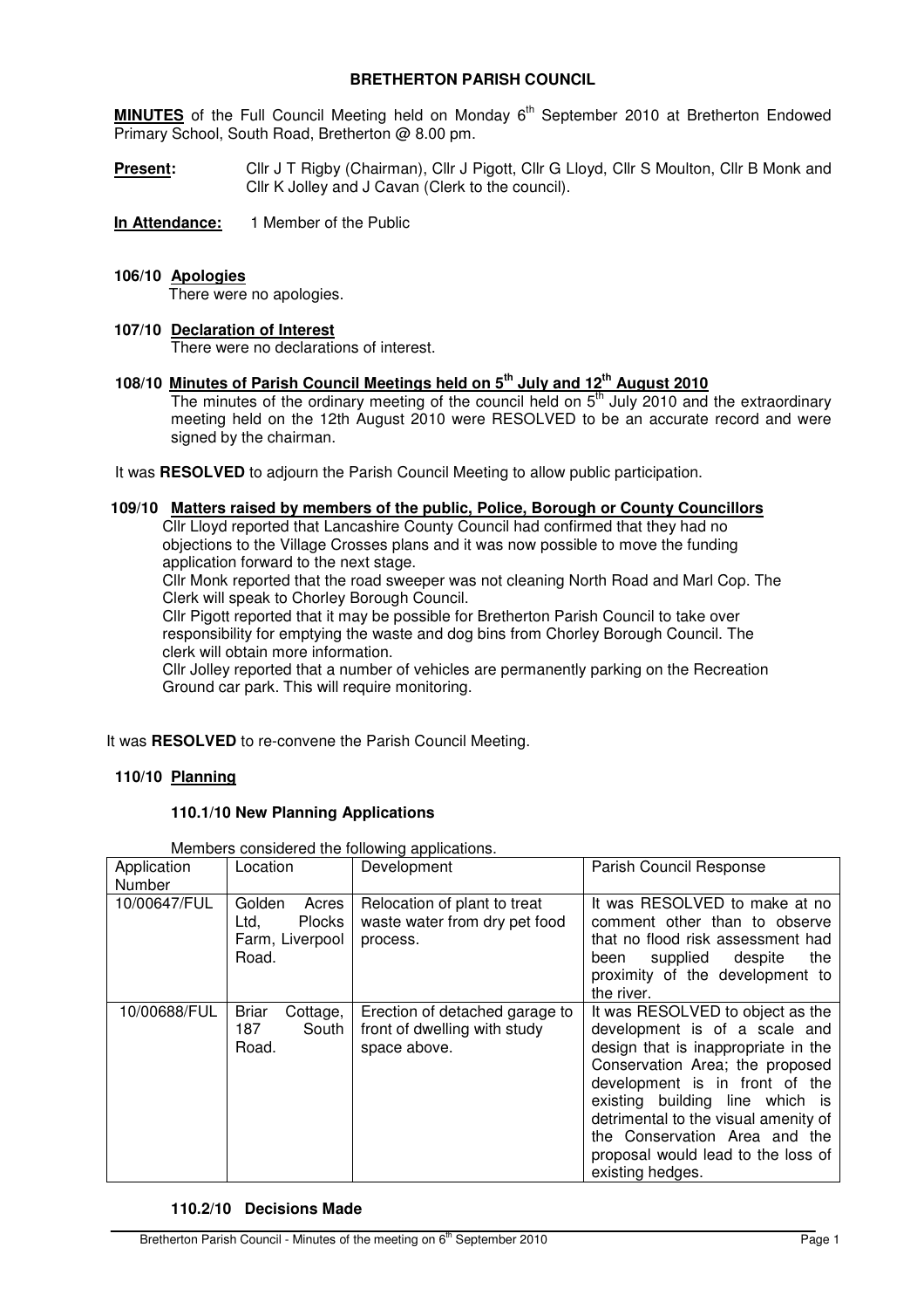**BRETHERTON PARISH COUNCIL**

**MINUTES** of the Full Council Meeting held on Monday 6th September 2010 at Bretherton Endowed Primary School, South Road, Bretherton @ 8.00 pm.

**Present:** Cllr J T Rigby (Chairman), Cllr J Pigott, Cllr G Lloyd, Cllr S Moulton, Cllr B Monk and Cllr K Jolley and J Cavan (Clerk to the council).

**In Attendance:** 1 Member of the Public

**106/10 Apologies**

There were no apologies.

**107/10 Declaration of Interest**

There were no declarations of interest.

**108/10 Minutes of Parish Council Meetings held on 5th July and 12th August 2010**

The minutes of the ordinary meeting of the council held on 5th July 2010 and the extraordinary meeting held on the 12th August 2010 were RESOLVED to be an accurate record and were signed by the chairman.

It was **RESOLVED** to adjourn the Parish Council Meeting to allow public participation.

**109/10 Matters raised by members of the public, Police, Borough or County Councillors**

Cllr Lloyd reported that Lancashire County Council had confirmed that they had no objections to the Village Crosses plans and it was now possible to move the funding application forward to the next stage.

Cllr Monk reported that the road sweeper was not cleaning North Road and Marl Cop. The Clerk will speak to Chorley Borough Council.

Cllr Pigott reported that it may be possible for Bretherton Parish Council to take over responsibility for emptying the waste and dog bins from Chorley Borough Council. The clerk will obtain more information.

Cllr Jolley reported that a number of vehicles are permanently parking on the Recreation Ground car park. This will require monitoring.

It was **RESOLVED** to re-convene the Parish Council Meeting.

**110/10 Planning**

**110.1/10 New Planning Applications**

Members considered the following applications.

| Application Number | Location | Development | Parish Council Response |
|---|---|---|---|
| 10/00647/FUL | Golden Acres Ltd, Plocks Farm, Liverpool Road. | Relocation of plant to treat waste water from dry pet food process. | It was RESOLVED to make at no comment other than to observe that no flood risk assessment had been supplied despite the proximity of the development to the river. |
| 10/00688/FUL | Briar Cottage, 187 South Road. | Erection of detached garage to front of dwelling with study space above. | It was RESOLVED to object as the development is of a scale and design that is inappropriate in the Conservation Area; the proposed development is in front of the existing building line which is detrimental to the visual amenity of the Conservation Area and the proposal would lead to the loss of existing hedges. |

**110.2/10 Decisions Made**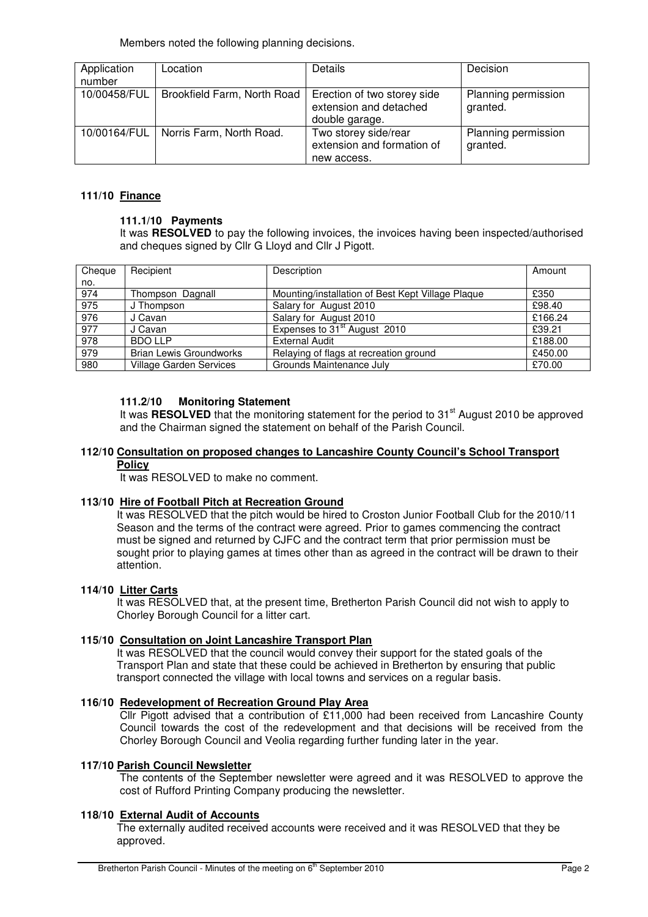Members noted the following planning decisions.

| Application number | Location | Details | Decision |
|---|---|---|---|
| 10/00458/FUL | Brookfield Farm, North Road | Erection of two storey side extension and detached double garage. | Planning permission granted. |
| 10/00164/FUL | Norris Farm, North Road. | Two storey side/rear extension and formation of new access. | Planning permission granted. |

### 111/10 Finance

#### 111.1/10 Payments

It was **RESOLVED** to pay the following invoices, the invoices having been inspected/authorised and cheques signed by Cllr G Lloyd and Cllr J Pigott.

| Cheque no. | Recipient | Description | Amount |
|---|---|---|---|
| 974 | Thompson Dagnall | Mounting/installation of Best Kept Village Plaque | £350 |
| 975 | J Thompson | Salary for August 2010 | £98.40 |
| 976 | J Cavan | Salary for August 2010 | £166.24 |
| 977 | J Cavan | Expenses to 31st August 2010 | £39.21 |
| 978 | BDO LLP | External Audit | £188.00 |
| 979 | Brian Lewis Groundworks | Relaying of flags at recreation ground | £450.00 |
| 980 | Village Garden Services | Grounds Maintenance July | £70.00 |

#### 111.2/10 Monitoring Statement

It was **RESOLVED** that the monitoring statement for the period to 31st August 2010 be approved and the Chairman signed the statement on behalf of the Parish Council.

### 112/10 Consultation on proposed changes to Lancashire County Council's School Transport Policy

It was RESOLVED to make no comment.

### 113/10 Hire of Football Pitch at Recreation Ground

It was RESOLVED that the pitch would be hired to Croston Junior Football Club for the 2010/11 Season and the terms of the contract were agreed. Prior to games commencing the contract must be signed and returned by CJFC and the contract term that prior permission must be sought prior to playing games at times other than as agreed in the contract will be drawn to their attention.

### 114/10 Litter Carts

It was RESOLVED that, at the present time, Bretherton Parish Council did not wish to apply to Chorley Borough Council for a litter cart.

### 115/10 Consultation on Joint Lancashire Transport Plan

It was RESOLVED that the council would convey their support for the stated goals of the Transport Plan and state that these could be achieved in Bretherton by ensuring that public transport connected the village with local towns and services on a regular basis.

### 116/10 Redevelopment of Recreation Ground Play Area

Cllr Pigott advised that a contribution of £11,000 had been received from Lancashire County Council towards the cost of the redevelopment and that decisions will be received from the Chorley Borough Council and Veolia regarding further funding later in the year.

### 117/10 Parish Council Newsletter

The contents of the September newsletter were agreed and it was RESOLVED to approve the cost of Rufford Printing Company producing the newsletter.

### 118/10 External Audit of Accounts

The externally audited received accounts were received and it was RESOLVED that they be approved.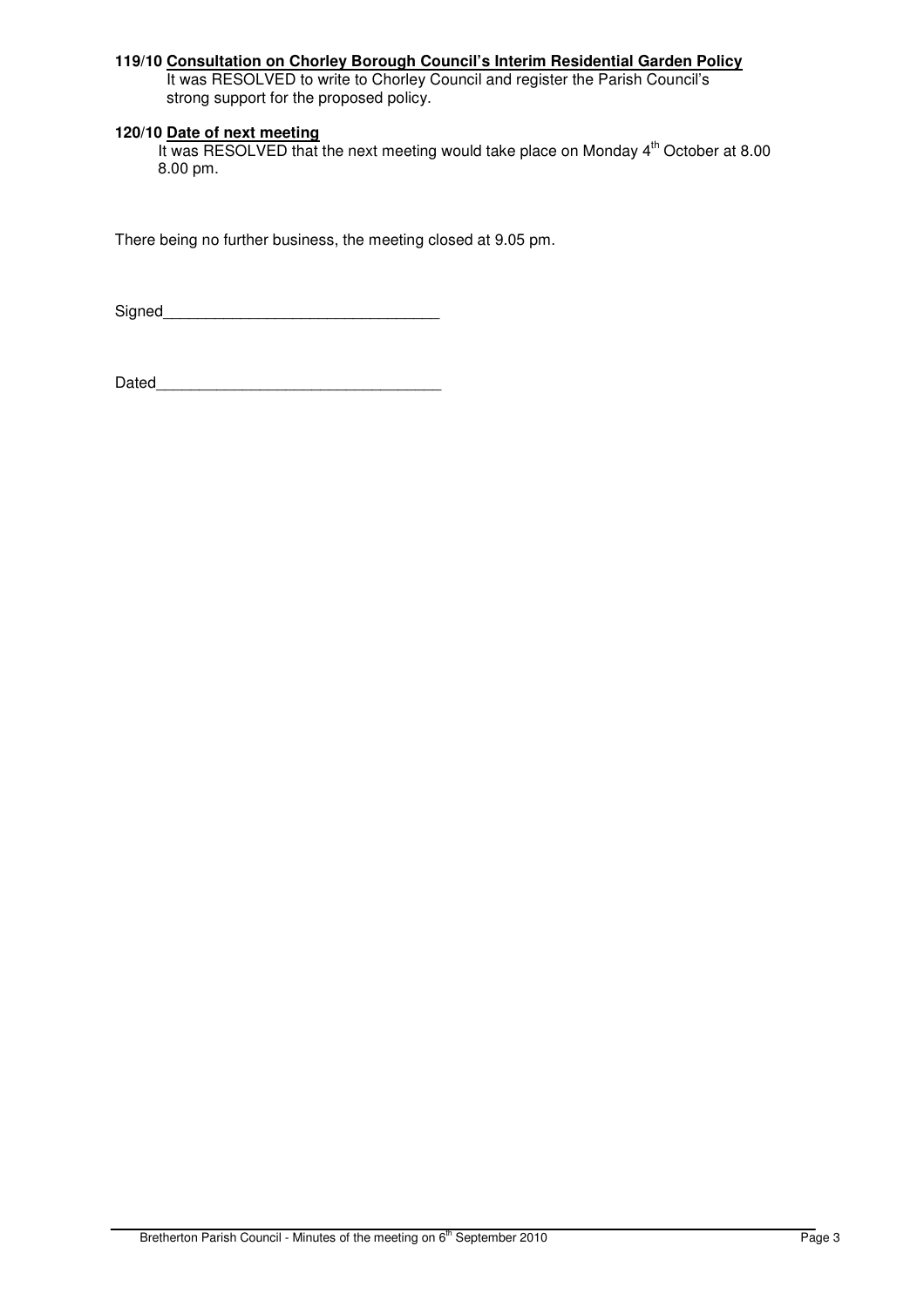**119/10 Consultation on Chorley Borough Council's Interim Residential Garden Policy**

It was RESOLVED to write to Chorley Council and register the Parish Council's strong support for the proposed policy.

**120/10 Date of next meeting**

It was RESOLVED that the next meeting would take place on Monday 4th October at 8.00 8.00 pm.

There being no further business, the meeting closed at 9.05 pm.

Signed________________________________

Dated_________________________________